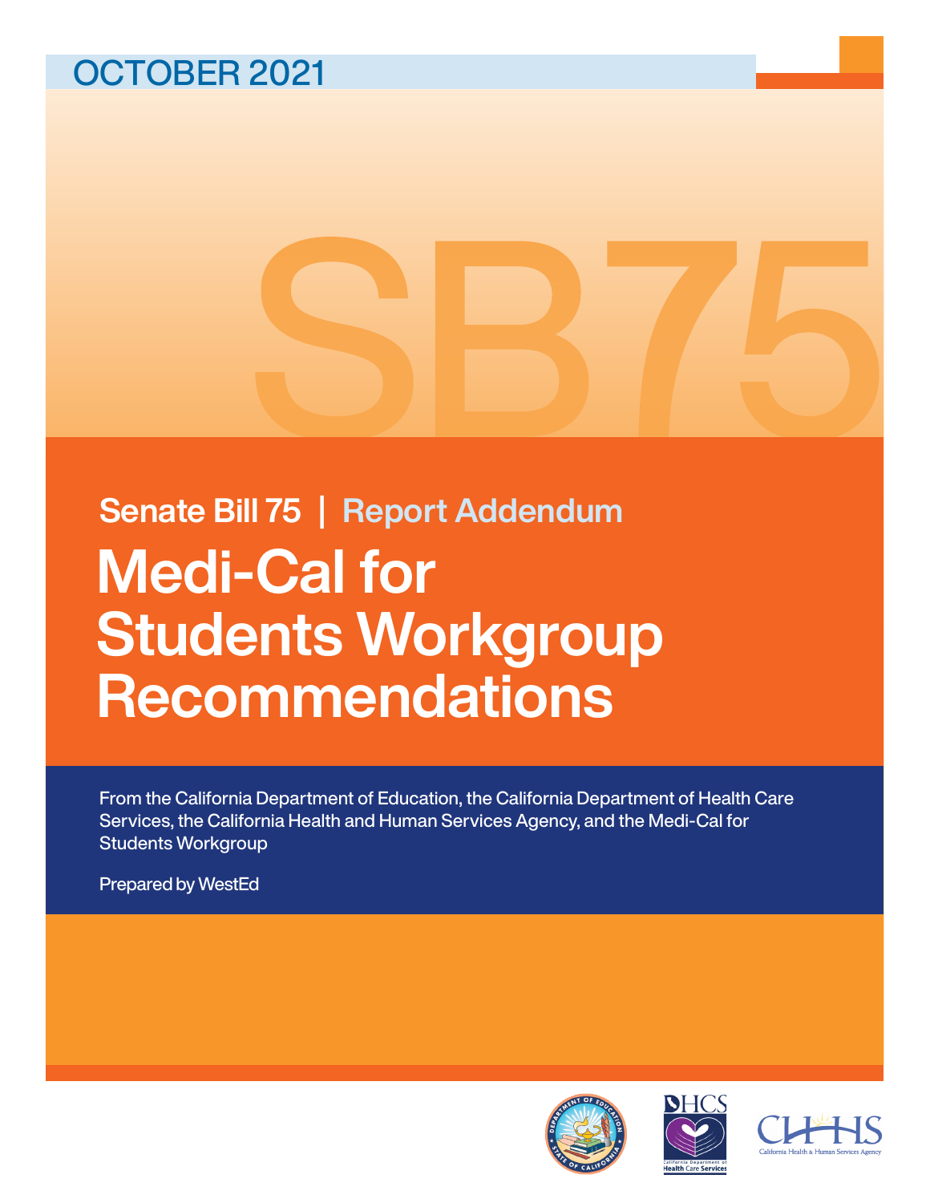OCTOBER 2021

SB75

Senate Bill 75 | Report Addendum

# Medi-Cal for Students Workgroup Recommendations

From the California Department of Education, the California Department of Health Care Services, the California Health and Human Services Agency, and the Medi-Cal for Students Workgroup

Prepared by WestEd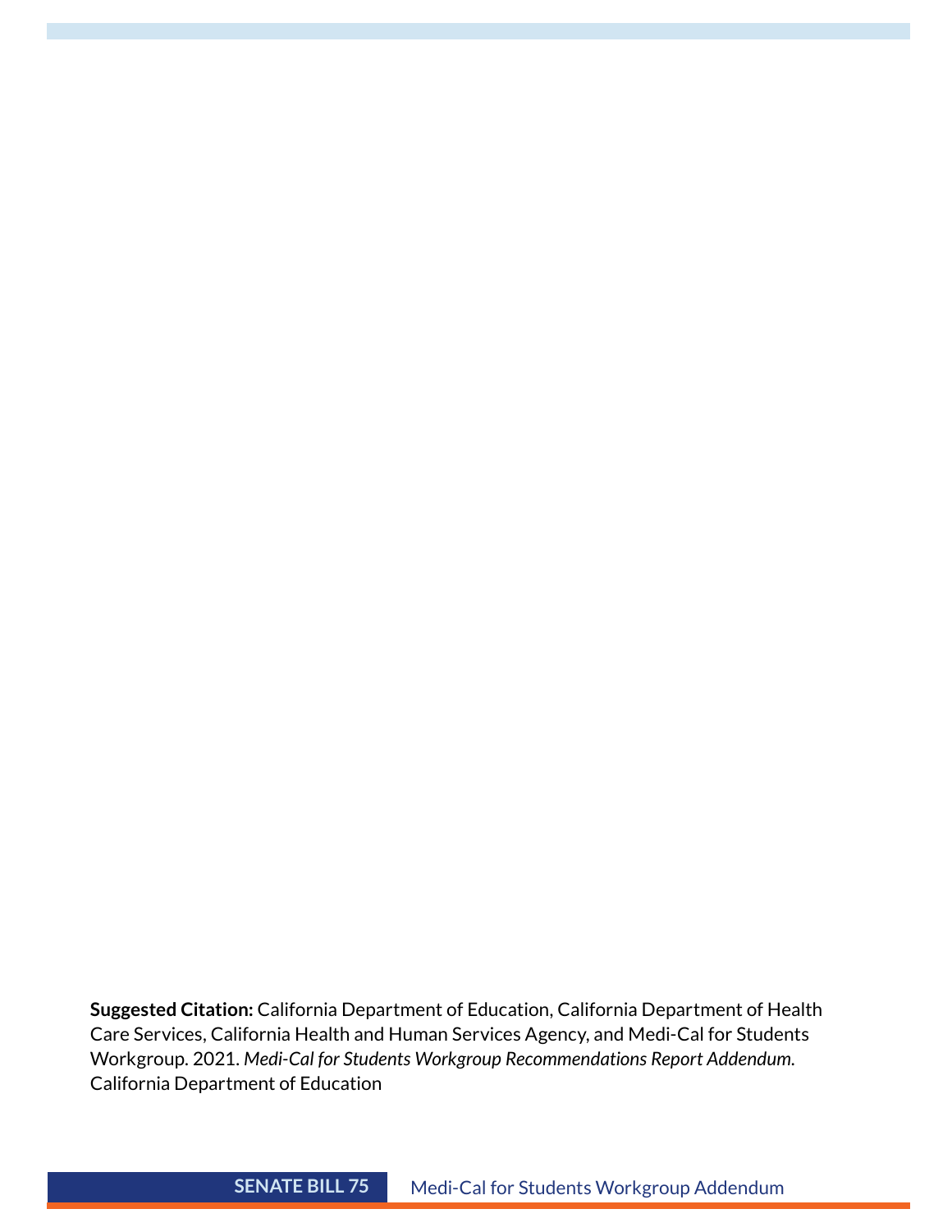**Suggested Citation:** California Department of Education, California Department of Health Care Services, California Health and Human Services Agency, and Medi-Cal for Students Workgroup. 2021. *Medi-Cal for Students Workgroup Recommendations Report Addendum.* California Department of Education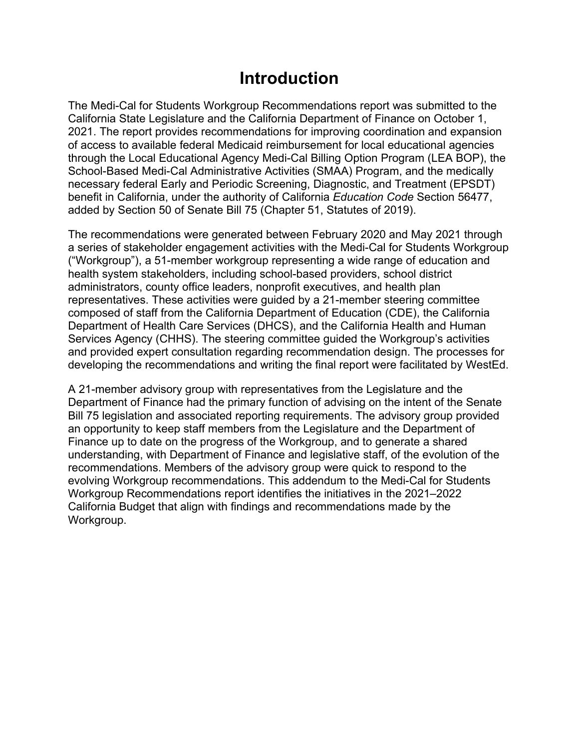# Introduction

The Medi-Cal for Students Workgroup Recommendations report was submitted to the California State Legislature and the California Department of Finance on October 1, 2021. The report provides recommendations for improving coordination and expansion of access to available federal Medicaid reimbursement for local educational agencies through the Local Educational Agency Medi-Cal Billing Option Program (LEA BOP), the School-Based Medi-Cal Administrative Activities (SMAA) Program, and the medically necessary federal Early and Periodic Screening, Diagnostic, and Treatment (EPSDT) benefit in California, under the authority of California *Education Code* Section 56477, added by Section 50 of Senate Bill 75 (Chapter 51, Statutes of 2019).

The recommendations were generated between February 2020 and May 2021 through a series of stakeholder engagement activities with the Medi-Cal for Students Workgroup ("Workgroup"), a 51-member workgroup representing a wide range of education and health system stakeholders, including school-based providers, school district administrators, county office leaders, nonprofit executives, and health plan representatives. These activities were guided by a 21-member steering committee composed of staff from the California Department of Education (CDE), the California Department of Health Care Services (DHCS), and the California Health and Human Services Agency (CHHS). The steering committee guided the Workgroup's activities and provided expert consultation regarding recommendation design. The processes for developing the recommendations and writing the final report were facilitated by WestEd.

A 21-member advisory group with representatives from the Legislature and the Department of Finance had the primary function of advising on the intent of the Senate Bill 75 legislation and associated reporting requirements. The advisory group provided an opportunity to keep staff members from the Legislature and the Department of Finance up to date on the progress of the Workgroup, and to generate a shared understanding, with Department of Finance and legislative staff, of the evolution of the recommendations. Members of the advisory group were quick to respond to the evolving Workgroup recommendations. This addendum to the Medi-Cal for Students Workgroup Recommendations report identifies the initiatives in the 2021–2022 California Budget that align with findings and recommendations made by the Workgroup.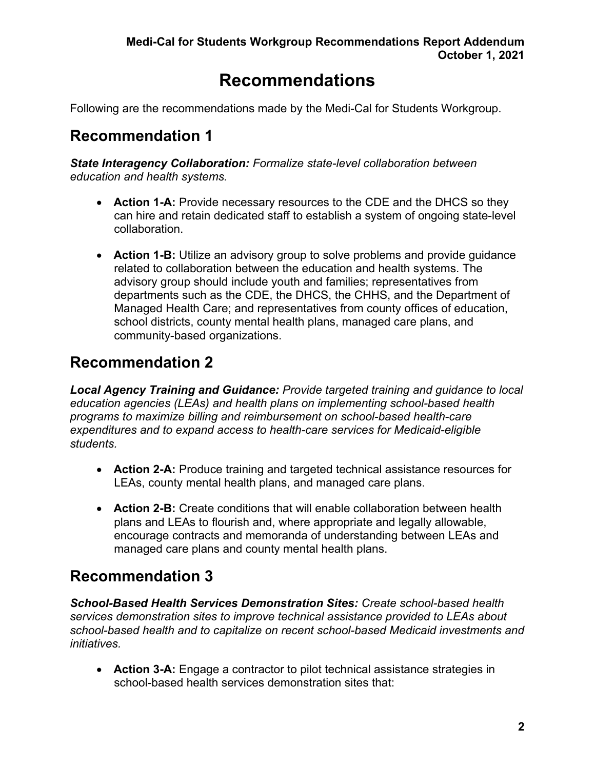# Recommendations

Following are the recommendations made by the Medi-Cal for Students Workgroup.

## Recommendation 1

***State Interagency Collaboration:*** *Formalize state-level collaboration between education and health systems.*

- **Action 1-A:** Provide necessary resources to the CDE and the DHCS so they can hire and retain dedicated staff to establish a system of ongoing state-level collaboration.

- **Action 1-B:** Utilize an advisory group to solve problems and provide guidance related to collaboration between the education and health systems. The advisory group should include youth and families; representatives from departments such as the CDE, the DHCS, the CHHS, and the Department of Managed Health Care; and representatives from county offices of education, school districts, county mental health plans, managed care plans, and community-based organizations.

## Recommendation 2

***Local Agency Training and Guidance:*** *Provide targeted training and guidance to local education agencies (LEAs) and health plans on implementing school-based health programs to maximize billing and reimbursement on school-based health-care expenditures and to expand access to health-care services for Medicaid-eligible students.*

- **Action 2-A:** Produce training and targeted technical assistance resources for LEAs, county mental health plans, and managed care plans.

- **Action 2-B:** Create conditions that will enable collaboration between health plans and LEAs to flourish and, where appropriate and legally allowable, encourage contracts and memoranda of understanding between LEAs and managed care plans and county mental health plans.

## Recommendation 3

***School-Based Health Services Demonstration Sites:*** *Create school-based health services demonstration sites to improve technical assistance provided to LEAs about school-based health and to capitalize on recent school-based Medicaid investments and initiatives.*

- **Action 3-A:** Engage a contractor to pilot technical assistance strategies in school-based health services demonstration sites that: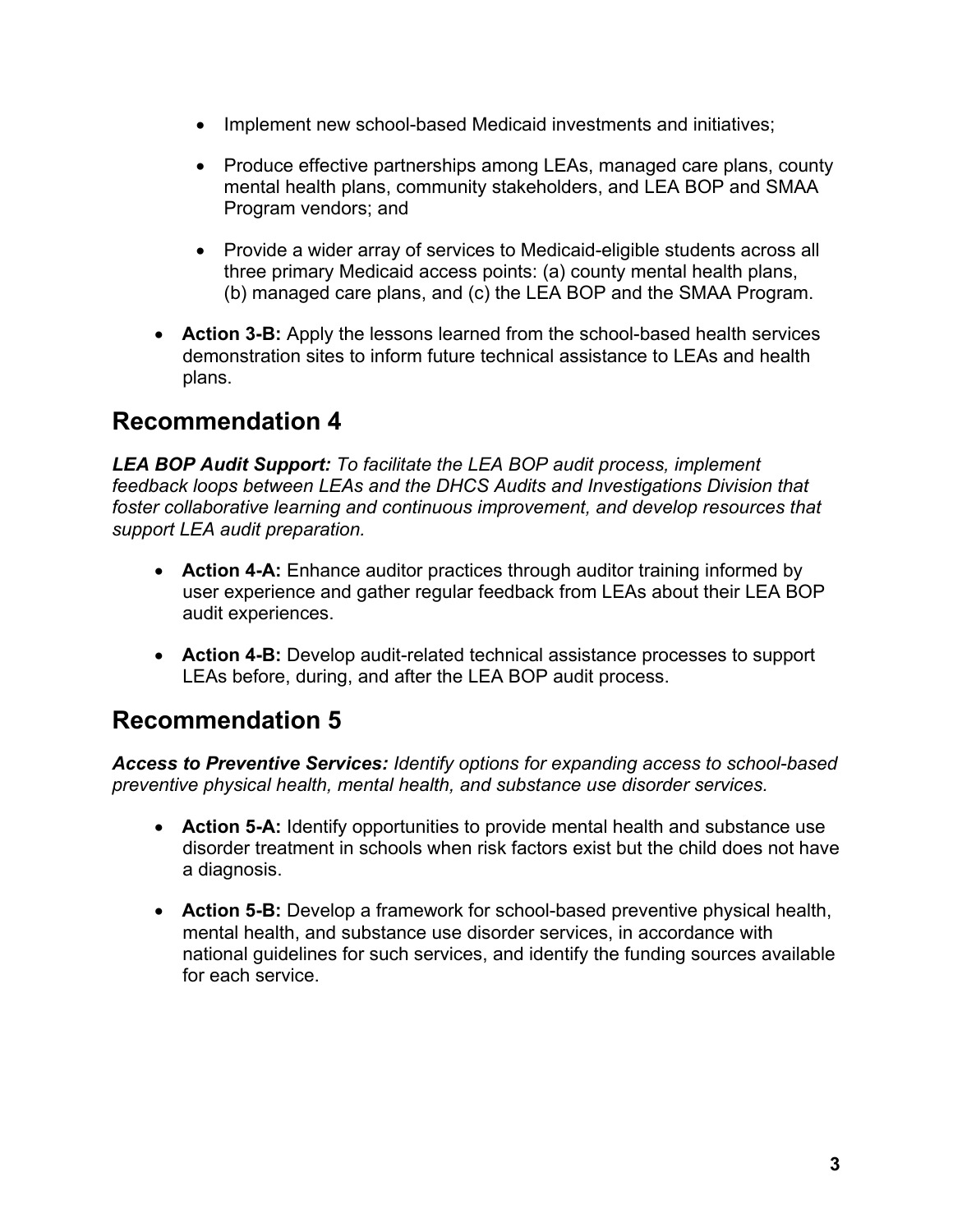- Implement new school-based Medicaid investments and initiatives;

  - Produce effective partnerships among LEAs, managed care plans, county mental health plans, community stakeholders, and LEA BOP and SMAA Program vendors; and

  - Provide a wider array of services to Medicaid-eligible students across all three primary Medicaid access points: (a) county mental health plans, (b) managed care plans, and (c) the LEA BOP and the SMAA Program.

- **Action 3-B:** Apply the lessons learned from the school-based health services demonstration sites to inform future technical assistance to LEAs and health plans.

## Recommendation 4

***LEA BOP Audit Support:*** *To facilitate the LEA BOP audit process, implement feedback loops between LEAs and the DHCS Audits and Investigations Division that foster collaborative learning and continuous improvement, and develop resources that support LEA audit preparation.*

- **Action 4-A:** Enhance auditor practices through auditor training informed by user experience and gather regular feedback from LEAs about their LEA BOP audit experiences.

- **Action 4-B:** Develop audit-related technical assistance processes to support LEAs before, during, and after the LEA BOP audit process.

## Recommendation 5

***Access to Preventive Services:*** *Identify options for expanding access to school-based preventive physical health, mental health, and substance use disorder services.*

- **Action 5-A:** Identify opportunities to provide mental health and substance use disorder treatment in schools when risk factors exist but the child does not have a diagnosis.

- **Action 5-B:** Develop a framework for school-based preventive physical health, mental health, and substance use disorder services, in accordance with national guidelines for such services, and identify the funding sources available for each service.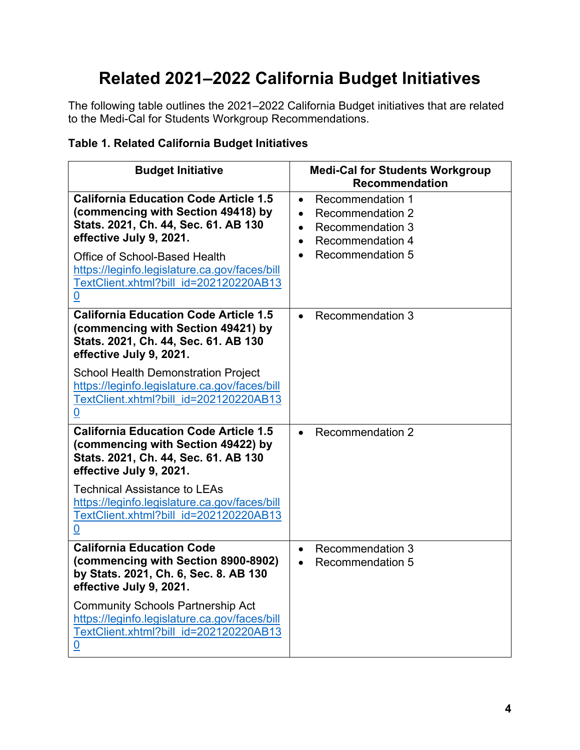# Related 2021–2022 California Budget Initiatives

The following table outlines the 2021–2022 California Budget initiatives that are related to the Medi-Cal for Students Workgroup Recommendations.

**Table 1. Related California Budget Initiatives**

| Budget Initiative | Medi-Cal for Students Workgroup Recommendation |
|---|---|
| **California Education Code Article 1.5 (commencing with Section 49418) by Stats. 2021, Ch. 44, Sec. 61. AB 130 effective July 9, 2021.**<br><br>Office of School-Based Health<br>[https://leginfo.legislature.ca.gov/faces/billTextClient.xhtml?bill_id=202120220AB130](https://leginfo.legislature.ca.gov/faces/billTextClient.xhtml?bill_id=202120220AB130) | • Recommendation 1<br>• Recommendation 2<br>• Recommendation 3<br>• Recommendation 4<br>• Recommendation 5 |
| **California Education Code Article 1.5 (commencing with Section 49421) by Stats. 2021, Ch. 44, Sec. 61. AB 130 effective July 9, 2021.**<br><br>School Health Demonstration Project<br>[https://leginfo.legislature.ca.gov/faces/billTextClient.xhtml?bill_id=202120220AB130](https://leginfo.legislature.ca.gov/faces/billTextClient.xhtml?bill_id=202120220AB130) | • Recommendation 3 |
| **California Education Code Article 1.5 (commencing with Section 49422) by Stats. 2021, Ch. 44, Sec. 61. AB 130 effective July 9, 2021.**<br><br>Technical Assistance to LEAs<br>[https://leginfo.legislature.ca.gov/faces/billTextClient.xhtml?bill_id=202120220AB130](https://leginfo.legislature.ca.gov/faces/billTextClient.xhtml?bill_id=202120220AB130) | • Recommendation 2 |
| **California Education Code (commencing with Section 8900-8902) by Stats. 2021, Ch. 6, Sec. 8. AB 130 effective July 9, 2021.**<br><br>Community Schools Partnership Act<br>[https://leginfo.legislature.ca.gov/faces/billTextClient.xhtml?bill_id=202120220AB130](https://leginfo.legislature.ca.gov/faces/billTextClient.xhtml?bill_id=202120220AB130) | • Recommendation 3<br>• Recommendation 5 |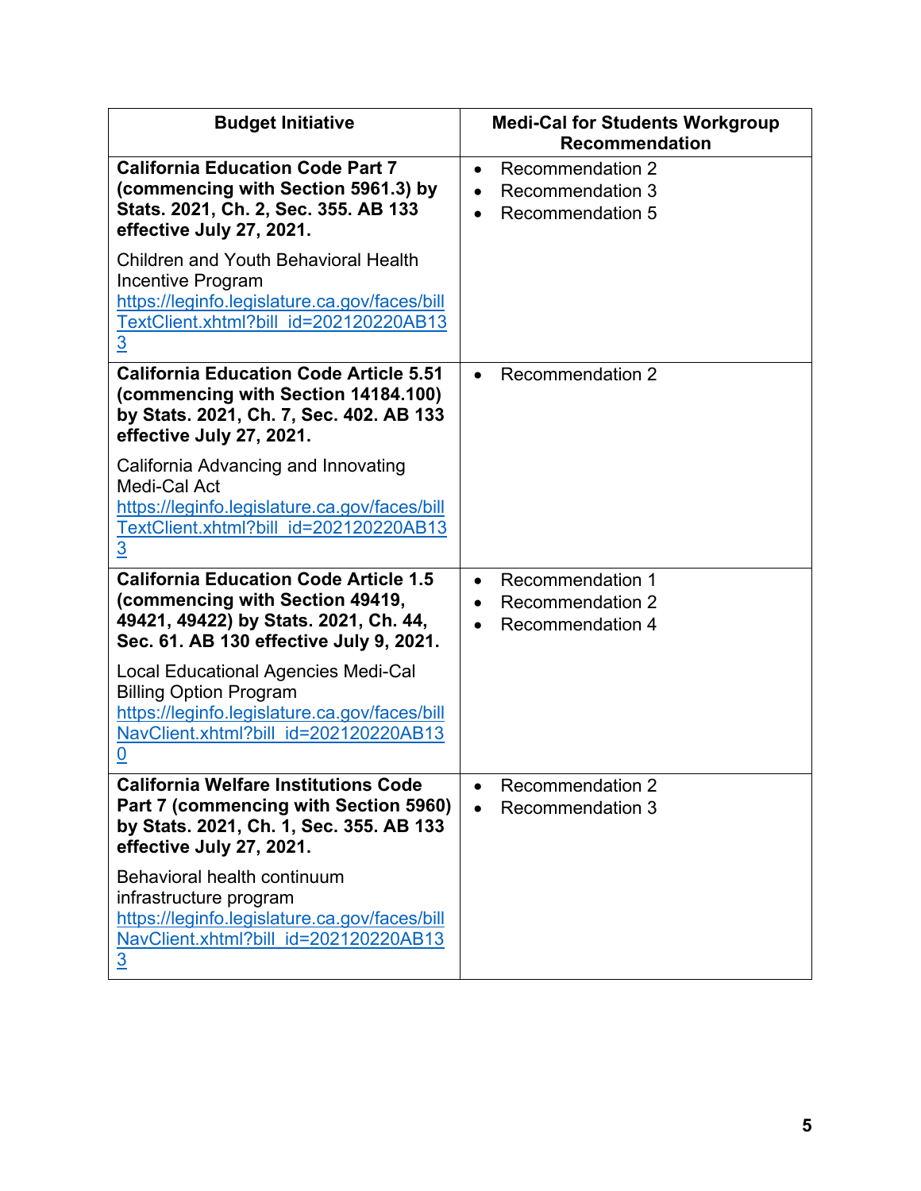| Budget Initiative | Medi-Cal for Students Workgroup Recommendation |
|---|---|
| **California Education Code Part 7 (commencing with Section 5961.3) by Stats. 2021, Ch. 2, Sec. 355. AB 133 effective July 27, 2021.**<br><br>Children and Youth Behavioral Health Incentive Program<br>https://leginfo.legislature.ca.gov/faces/billTextClient.xhtml?bill_id=202120220AB133 | • Recommendation 2<br>• Recommendation 3<br>• Recommendation 5 |
| **California Education Code Article 5.51 (commencing with Section 14184.100) by Stats. 2021, Ch. 7, Sec. 402. AB 133 effective July 27, 2021.**<br><br>California Advancing and Innovating Medi-Cal Act<br>https://leginfo.legislature.ca.gov/faces/billTextClient.xhtml?bill_id=202120220AB133 | • Recommendation 2 |
| **California Education Code Article 1.5 (commencing with Section 49419, 49421, 49422) by Stats. 2021, Ch. 44, Sec. 61. AB 130 effective July 9, 2021.**<br><br>Local Educational Agencies Medi-Cal Billing Option Program<br>https://leginfo.legislature.ca.gov/faces/billNavClient.xhtml?bill_id=202120220AB130 | • Recommendation 1<br>• Recommendation 2<br>• Recommendation 4 |
| **California Welfare Institutions Code Part 7 (commencing with Section 5960) by Stats. 2021, Ch. 1, Sec. 355. AB 133 effective July 27, 2021.**<br><br>Behavioral health continuum infrastructure program<br>https://leginfo.legislature.ca.gov/faces/billNavClient.xhtml?bill_id=202120220AB133 | • Recommendation 2<br>• Recommendation 3 |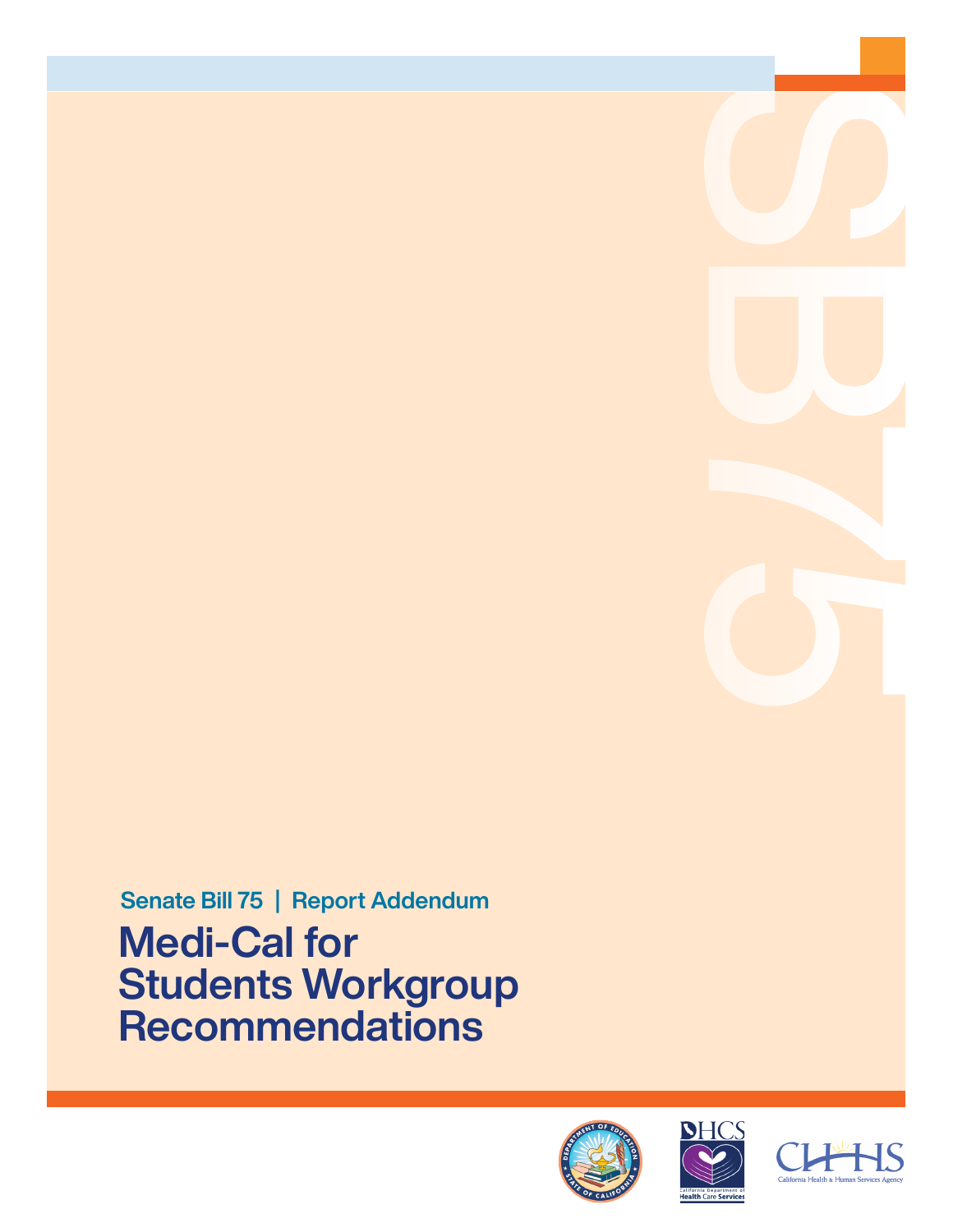SB75

Senate Bill 75 | Report Addendum

# Medi-Cal for Students Workgroup Recommendations